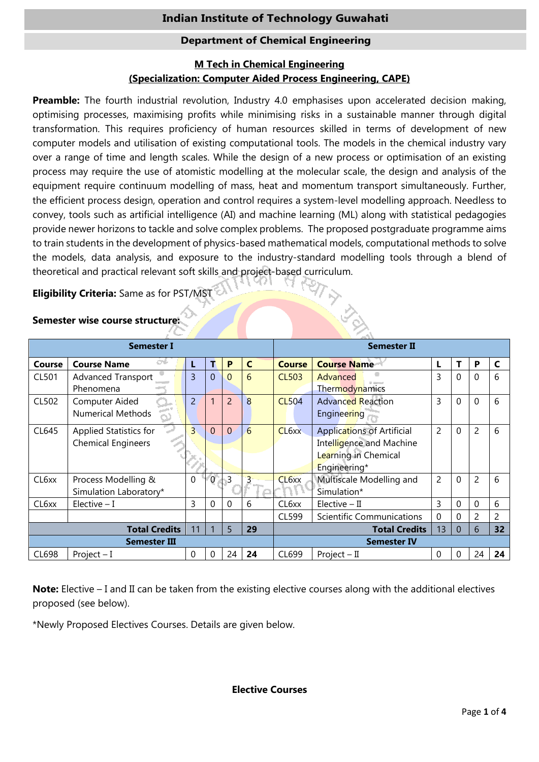# Indian Institute of Technology Guwahati

## Department of Chemical Engineering

### M Tech in Chemical Engineering
### (Specialization: Computer Aided Process Engineering, CAPE)

**Preamble:** The fourth industrial revolution, Industry 4.0 emphasises upon accelerated decision making, optimising processes, maximising profits while minimising risks in a sustainable manner through digital transformation. This requires proficiency of human resources skilled in terms of development of new computer models and utilisation of existing computational tools. The models in the chemical industry vary over a range of time and length scales. While the design of a new process or optimisation of an existing process may require the use of atomistic modelling at the molecular scale, the design and analysis of the equipment require continuum modelling of mass, heat and momentum transport simultaneously. Further, the efficient process design, operation and control requires a system-level modelling approach. Needless to convey, tools such as artificial intelligence (AI) and machine learning (ML) along with statistical pedagogies provide newer horizons to tackle and solve complex problems. The proposed postgraduate programme aims to train students in the development of physics-based mathematical models, computational methods to solve the models, data analysis, and exposure to the industry-standard modelling tools through a blend of theoretical and practical relevant soft skills and project-based curriculum.

**Eligibility Criteria:** Same as for PST/MST

**Semester wise course structure:**

| Semester I | | | | | | Semester II | | | | | |
|---|---|---|---|---|---|---|---|---|---|---|---|
| **Course** | **Course Name** | **L** | **T** | **P** | **C** | **Course** | **Course Name** | **L** | **T** | **P** | **C** |
| CL501 | Advanced Transport Phenomena | 3 | 0 | 0 | 6 | CL503 | Advanced Thermodynamics | 3 | 0 | 0 | 6 |
| CL502 | Computer Aided Numerical Methods | 2 | 1 | 2 | 8 | CL504 | Advanced Reaction Engineering | 3 | 0 | 0 | 6 |
| CL645 | Applied Statistics for Chemical Engineers | 3 | 0 | 0 | 6 | CL6xx | Applications of Artificial Intelligence and Machine Learning in Chemical Engineering* | 2 | 0 | 2 | 6 |
| CL6xx | Process Modelling & Simulation Laboratory* | 0 | 0 | 3 | 3 | CL6xx | Multiscale Modelling and Simulation* | 2 | 0 | 2 | 6 |
| CL6xx | Elective – I | 3 | 0 | 0 | 6 | CL6xx | Elective – II | 3 | 0 | 0 | 6 |
| | | | | | | CL599 | Scientific Communications | 0 | 0 | 2 | 2 |
| | **Total Credits** | 11 | 1 | 5 | **29** | | **Total Credits** | 13 | 0 | 6 | **32** |
| **Semester III** | | | | | | **Semester IV** | | | | | |
| CL698 | Project – I | 0 | 0 | 24 | **24** | CL699 | Project – II | 0 | 0 | 24 | **24** |

**Note:** Elective – I and II can be taken from the existing elective courses along with the additional electives proposed (see below).

*Newly Proposed Electives Courses. Details are given below.

**Elective Courses**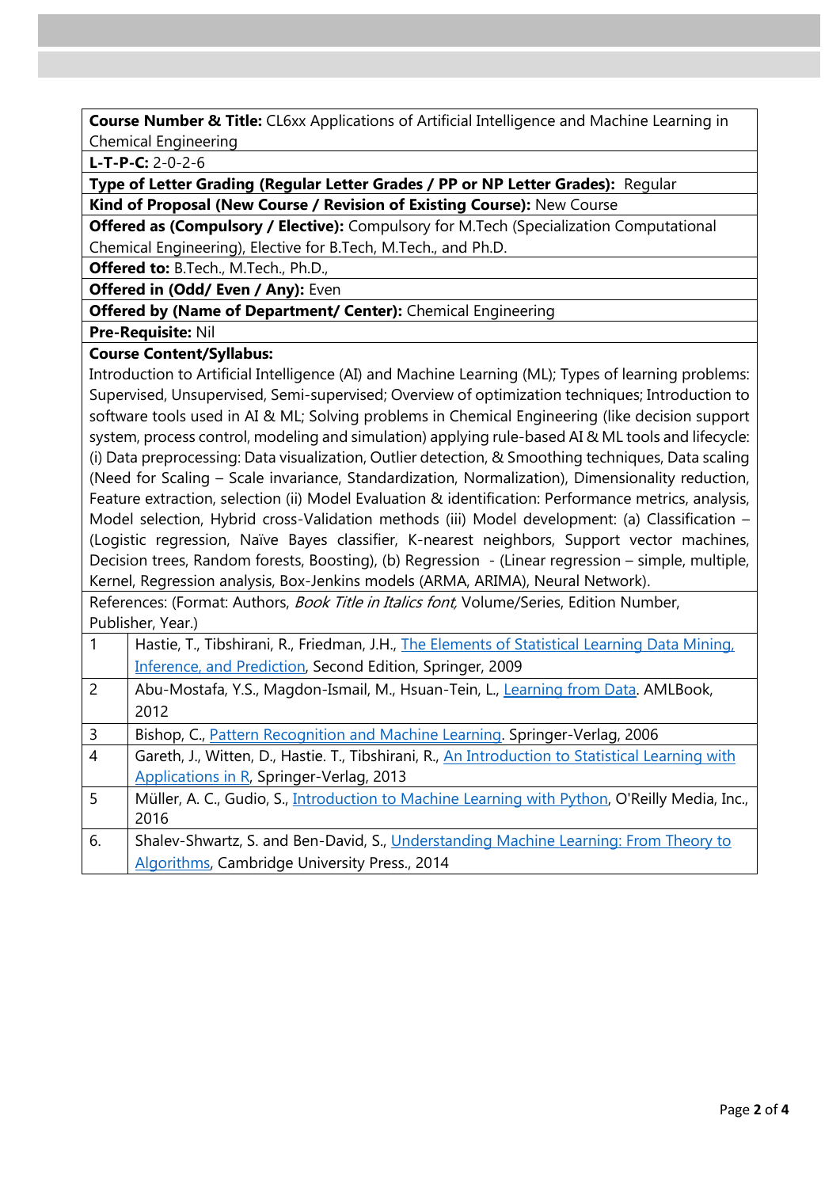**Course Number & Title:** CL6xx Applications of Artificial Intelligence and Machine Learning in Chemical Engineering

**L-T-P-C:** 2-0-2-6

**Type of Letter Grading (Regular Letter Grades / PP or NP Letter Grades):** Regular

**Kind of Proposal (New Course / Revision of Existing Course):** New Course

**Offered as (Compulsory / Elective):** Compulsory for M.Tech (Specialization Computational Chemical Engineering), Elective for B.Tech, M.Tech., and Ph.D.

**Offered to:** B.Tech., M.Tech., Ph.D.,

**Offered in (Odd/ Even / Any):** Even

**Offered by (Name of Department/ Center):** Chemical Engineering

**Pre-Requisite:** Nil

**Course Content/Syllabus:**

Introduction to Artificial Intelligence (AI) and Machine Learning (ML); Types of learning problems: Supervised, Unsupervised, Semi-supervised; Overview of optimization techniques; Introduction to software tools used in AI & ML; Solving problems in Chemical Engineering (like decision support system, process control, modeling and simulation) applying rule-based AI & ML tools and lifecycle: (i) Data preprocessing: Data visualization, Outlier detection, & Smoothing techniques, Data scaling (Need for Scaling – Scale invariance, Standardization, Normalization), Dimensionality reduction, Feature extraction, selection (ii) Model Evaluation & identification: Performance metrics, analysis, Model selection, Hybrid cross-Validation methods (iii) Model development: (a) Classification – (Logistic regression, Naïve Bayes classifier, K-nearest neighbors, Support vector machines, Decision trees, Random forests, Boosting), (b) Regression - (Linear regression – simple, multiple, Kernel, Regression analysis, Box-Jenkins models (ARMA, ARIMA), Neural Network).

References: (Format: Authors, *Book Title in Italics font,* Volume/Series, Edition Number, Publisher, Year.)

| | |
|---|---|
| 1 | Hastie, T., Tibshirani, R., Friedman, J.H., The Elements of Statistical Learning Data Mining, Inference, and Prediction, Second Edition, Springer, 2009 |
| 2 | Abu-Mostafa, Y.S., Magdon-Ismail, M., Hsuan-Tein, L., Learning from Data. AMLBook, 2012 |
| 3 | Bishop, C., Pattern Recognition and Machine Learning. Springer-Verlag, 2006 |
| 4 | Gareth, J., Witten, D., Hastie. T., Tibshirani, R., An Introduction to Statistical Learning with Applications in R, Springer-Verlag, 2013 |
| 5 | Müller, A. C., Gudio, S., Introduction to Machine Learning with Python, O'Reilly Media, Inc., 2016 |
| 6. | Shalev-Shwartz, S. and Ben-David, S., Understanding Machine Learning: From Theory to Algorithms, Cambridge University Press., 2014 |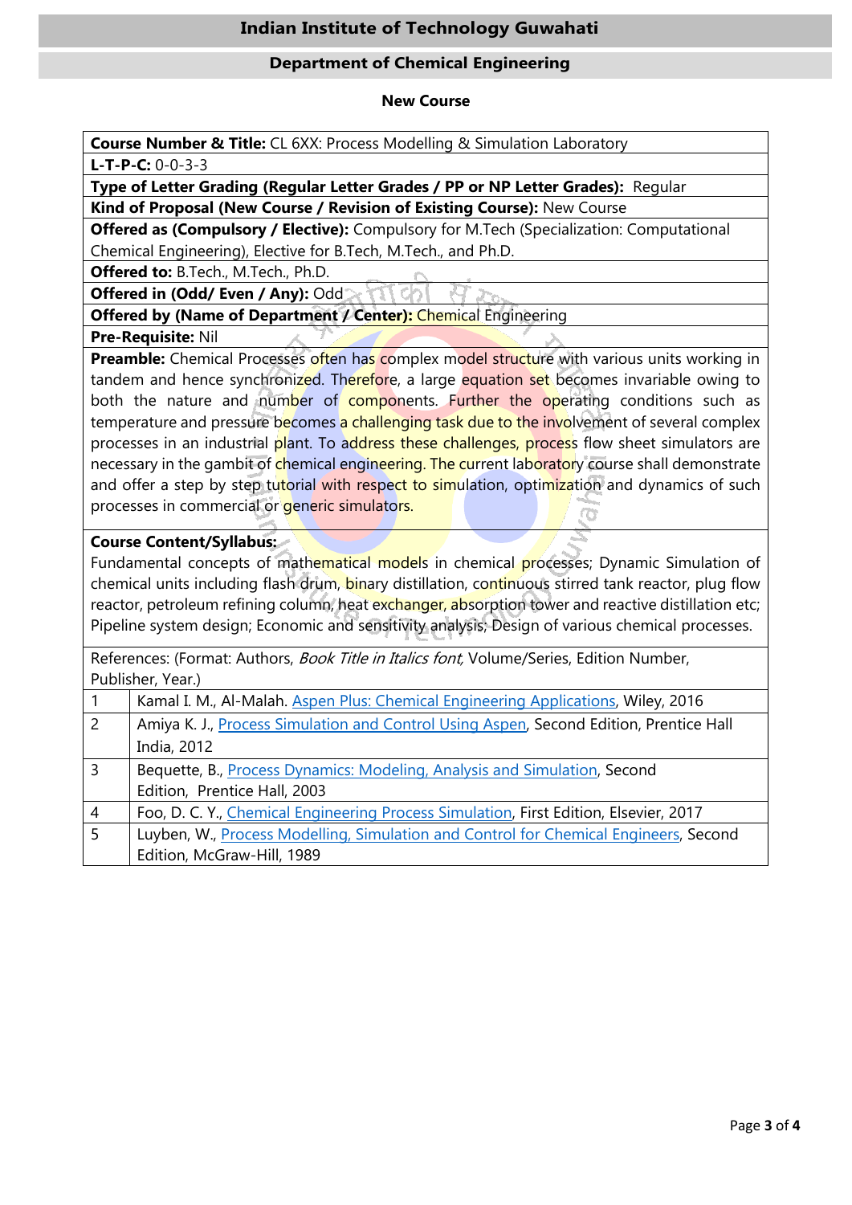## Indian Institute of Technology Guwahati

### Department of Chemical Engineering

**New Course**

**Course Number & Title:** CL 6XX: Process Modelling & Simulation Laboratory

**L-T-P-C:** 0-0-3-3

**Type of Letter Grading (Regular Letter Grades / PP or NP Letter Grades):** Regular

**Kind of Proposal (New Course / Revision of Existing Course):** New Course

**Offered as (Compulsory / Elective):** Compulsory for M.Tech (Specialization: Computational Chemical Engineering), Elective for B.Tech, M.Tech., and Ph.D.

**Offered to:** B.Tech., M.Tech., Ph.D.

**Offered in (Odd/ Even / Any):** Odd

**Offered by (Name of Department / Center):** Chemical Engineering

**Pre-Requisite:** Nil

**Preamble:** Chemical Processes often has complex model structure with various units working in tandem and hence synchronized. Therefore, a large equation set becomes invariable owing to both the nature and number of components. Further the operating conditions such as temperature and pressure becomes a challenging task due to the involvement of several complex processes in an industrial plant. To address these challenges, process flow sheet simulators are necessary in the gambit of chemical engineering. The current laboratory course shall demonstrate and offer a step by step tutorial with respect to simulation, optimization and dynamics of such processes in commercial or generic simulators.

**Course Content/Syllabus:**

Fundamental concepts of mathematical models in chemical processes; Dynamic Simulation of chemical units including flash drum, binary distillation, continuous stirred tank reactor, plug flow reactor, petroleum refining column, heat exchanger, absorption tower and reactive distillation etc; Pipeline system design; Economic and sensitivity analysis; Design of various chemical processes.

References: (Format: Authors, *Book Title in Italics font,* Volume/Series, Edition Number, Publisher, Year.)

| | |
|---|---|
| 1 | Kamal I. M., Al-Malah. Aspen Plus: Chemical Engineering Applications, Wiley, 2016 |
| 2 | Amiya K. J., Process Simulation and Control Using Aspen, Second Edition, Prentice Hall India, 2012 |
| 3 | Bequette, B., Process Dynamics: Modeling, Analysis and Simulation, Second Edition, Prentice Hall, 2003 |
| 4 | Foo, D. C. Y., Chemical Engineering Process Simulation, First Edition, Elsevier, 2017 |
| 5 | Luyben, W., Process Modelling, Simulation and Control for Chemical Engineers, Second Edition, McGraw-Hill, 1989 |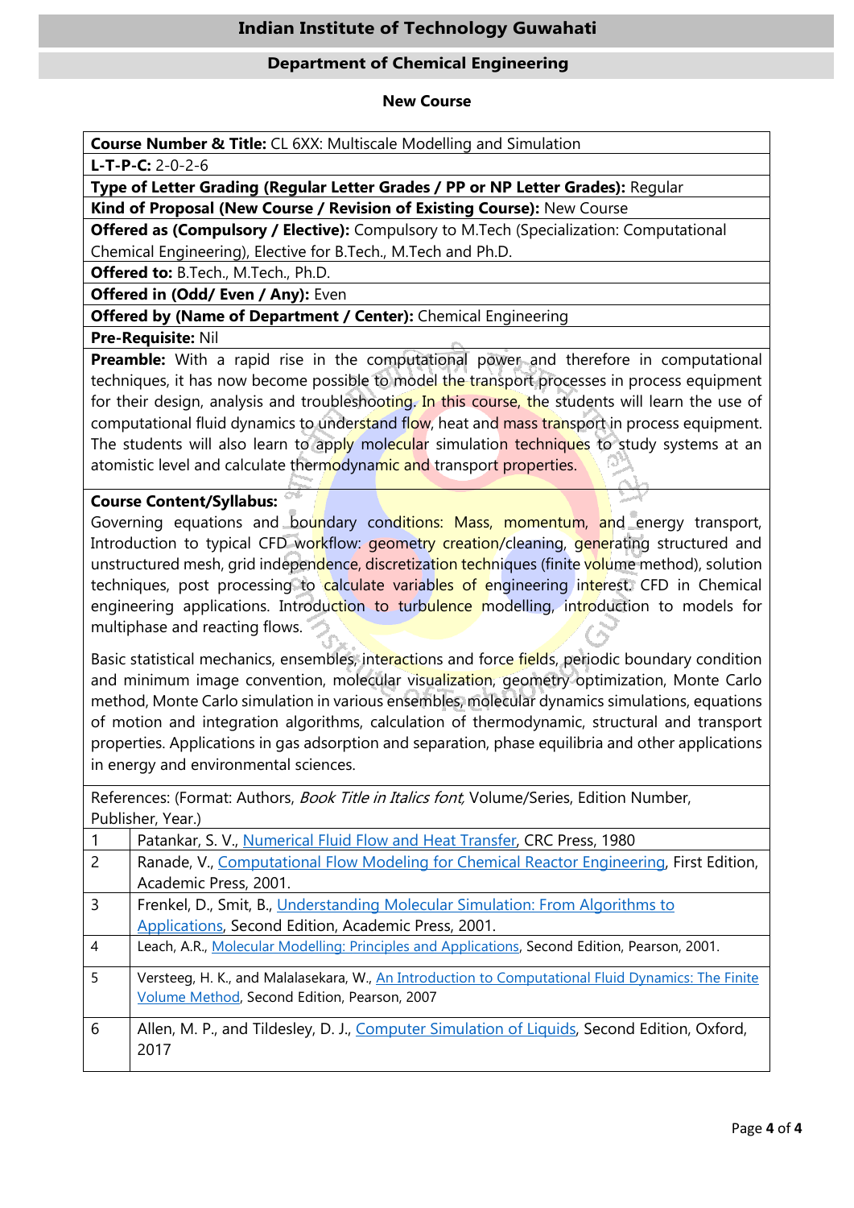# Indian Institute of Technology Guwahati

## Department of Chemical Engineering

**New Course**

**Course Number & Title:** CL 6XX: Multiscale Modelling and Simulation

**L-T-P-C:** 2-0-2-6

**Type of Letter Grading (Regular Letter Grades / PP or NP Letter Grades):** Regular

**Kind of Proposal (New Course / Revision of Existing Course):** New Course

**Offered as (Compulsory / Elective):** Compulsory to M.Tech (Specialization: Computational Chemical Engineering), Elective for B.Tech., M.Tech and Ph.D.

**Offered to:** B.Tech., M.Tech., Ph.D.

**Offered in (Odd/ Even / Any):** Even

**Offered by (Name of Department / Center):** Chemical Engineering

**Pre-Requisite:** Nil

**Preamble:** With a rapid rise in the computational power and therefore in computational techniques, it has now become possible to model the transport processes in process equipment for their design, analysis and troubleshooting. In this course, the students will learn the use of computational fluid dynamics to understand flow, heat and mass transport in process equipment. The students will also learn to apply molecular simulation techniques to study systems at an atomistic level and calculate thermodynamic and transport properties.

**Course Content/Syllabus:**

Governing equations and boundary conditions: Mass, momentum, and energy transport, Introduction to typical CFD workflow: geometry creation/cleaning, generating structured and unstructured mesh, grid independence, discretization techniques (finite volume method), solution techniques, post processing to calculate variables of engineering interest. CFD in Chemical engineering applications. Introduction to turbulence modelling, introduction to models for multiphase and reacting flows.

Basic statistical mechanics, ensembles, interactions and force fields, periodic boundary condition and minimum image convention, molecular visualization, geometry optimization, Monte Carlo method, Monte Carlo simulation in various ensembles, molecular dynamics simulations, equations of motion and integration algorithms, calculation of thermodynamic, structural and transport properties. Applications in gas adsorption and separation, phase equilibria and other applications in energy and environmental sciences.

References: (Format: Authors, *Book Title in Italics font,* Volume/Series, Edition Number, Publisher, Year.)

| | |
|---|---|
| 1 | Patankar, S. V., Numerical Fluid Flow and Heat Transfer, CRC Press, 1980 |
| 2 | Ranade, V., Computational Flow Modeling for Chemical Reactor Engineering, First Edition, Academic Press, 2001. |
| 3 | Frenkel, D., Smit, B., Understanding Molecular Simulation: From Algorithms to Applications, Second Edition, Academic Press, 2001. |
| 4 | Leach, A.R., Molecular Modelling: Principles and Applications, Second Edition, Pearson, 2001. |
| 5 | Versteeg, H. K., and Malalasekara, W., An Introduction to Computational Fluid Dynamics: The Finite Volume Method, Second Edition, Pearson, 2007 |
| 6 | Allen, M. P., and Tildesley, D. J., Computer Simulation of Liquids, Second Edition, Oxford, 2017 |